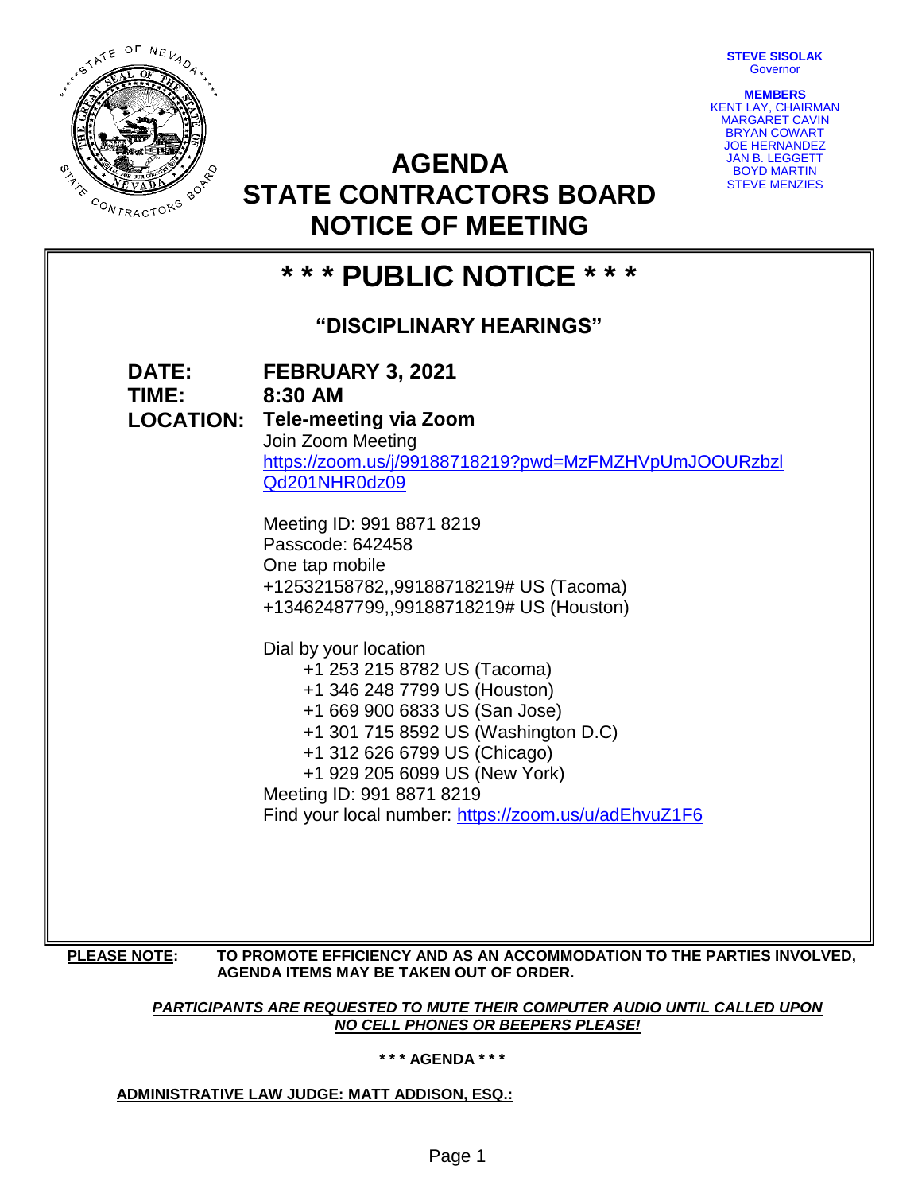STATE OF NEVADA ★ THE GREAT SEAL OF THE STATE OF NEVADA ★ STATE CONTRACTORS BOARD

**STEVE SISOLAK**
Governor

**MEMBERS**
KENT LAY, CHAIRMAN
MARGARET CAVIN
BRYAN COWART
JOE HERNANDEZ
JAN B. LEGGETT
BOYD MARTIN
STEVE MENZIES

# AGENDA
# STATE CONTRACTORS BOARD
# NOTICE OF MEETING

## * * * PUBLIC NOTICE * * *

### "DISCIPLINARY HEARINGS"

**DATE:** **FEBRUARY 3, 2021**

**TIME:** **8:30 AM**

**LOCATION:** **Tele-meeting via Zoom**

Join Zoom Meeting
https://zoom.us/j/99188718219?pwd=MzFMZHVpUmJOOURzbzlQd201NHR0dz09

Meeting ID: 991 8871 8219
Passcode: 642458
One tap mobile
+12532158782,,99188718219# US (Tacoma)
+13462487799,,99188718219# US (Houston)

Dial by your location
- +1 253 215 8782 US (Tacoma)
- +1 346 248 7799 US (Houston)
- +1 669 900 6833 US (San Jose)
- +1 301 715 8592 US (Washington D.C)
- +1 312 626 6799 US (Chicago)
- +1 929 205 6099 US (New York)

Meeting ID: 991 8871 8219
Find your local number: https://zoom.us/u/adEhvuZ1F6

**PLEASE NOTE:** **TO PROMOTE EFFICIENCY AND AS AN ACCOMMODATION TO THE PARTIES INVOLVED, AGENDA ITEMS MAY BE TAKEN OUT OF ORDER.**

***PARTICIPANTS ARE REQUESTED TO MUTE THEIR COMPUTER AUDIO UNTIL CALLED UPON***
***NO CELL PHONES OR BEEPERS PLEASE!***

**\* \* \* AGENDA \* \* \***

**ADMINISTRATIVE LAW JUDGE: MATT ADDISON, ESQ.:**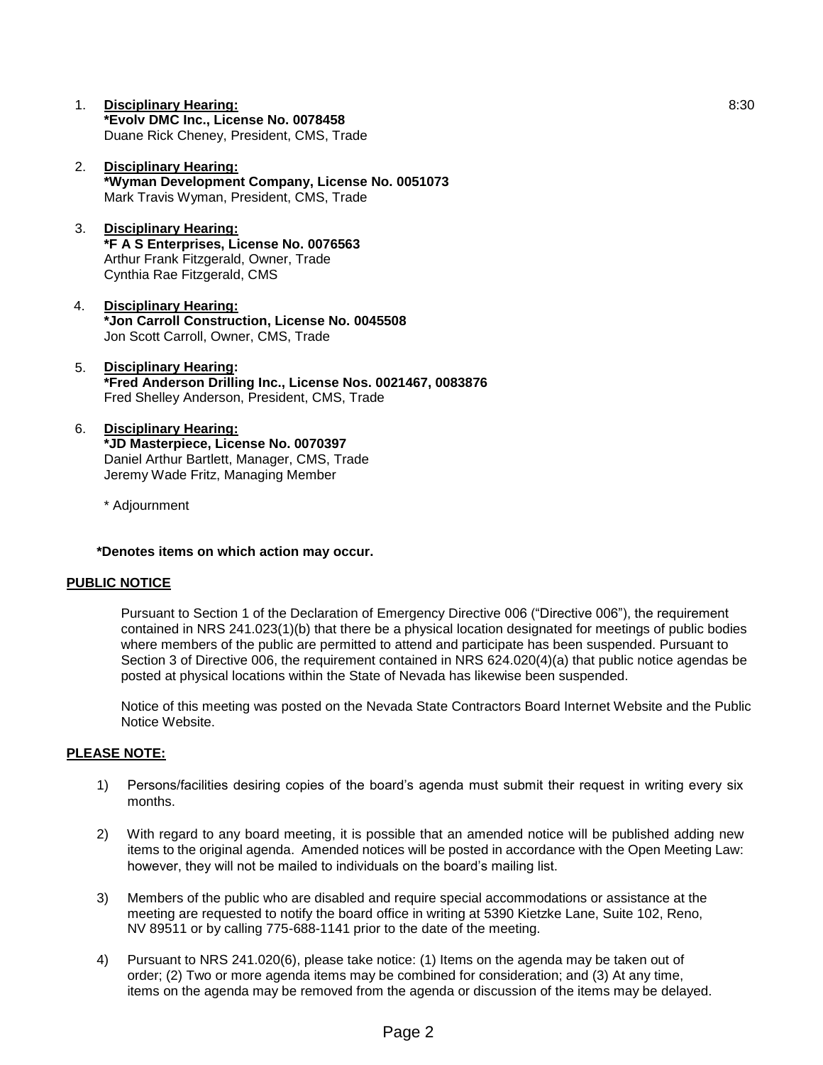1. **Disciplinary Hearing:** 8:30
   **\*Evolv DMC Inc., License No. 0078458**
   Duane Rick Cheney, President, CMS, Trade

2. **Disciplinary Hearing:**
   **\*Wyman Development Company, License No. 0051073**
   Mark Travis Wyman, President, CMS, Trade

3. **Disciplinary Hearing:**
   **\*F A S Enterprises, License No. 0076563**
   Arthur Frank Fitzgerald, Owner, Trade
   Cynthia Rae Fitzgerald, CMS

4. **Disciplinary Hearing:**
   **\*Jon Carroll Construction, License No. 0045508**
   Jon Scott Carroll, Owner, CMS, Trade

5. **Disciplinary Hearing:**
   **\*Fred Anderson Drilling Inc., License Nos. 0021467, 0083876**
   Fred Shelley Anderson, President, CMS, Trade

6. **Disciplinary Hearing:**
   **\*JD Masterpiece, License No. 0070397**
   Daniel Arthur Bartlett, Manager, CMS, Trade
   Jeremy Wade Fritz, Managing Member

   \* Adjournment

**\*Denotes items on which action may occur.**

**PUBLIC NOTICE**

Pursuant to Section 1 of the Declaration of Emergency Directive 006 ("Directive 006"), the requirement contained in NRS 241.023(1)(b) that there be a physical location designated for meetings of public bodies where members of the public are permitted to attend and participate has been suspended. Pursuant to Section 3 of Directive 006, the requirement contained in NRS 624.020(4)(a) that public notice agendas be posted at physical locations within the State of Nevada has likewise been suspended.

Notice of this meeting was posted on the Nevada State Contractors Board Internet Website and the Public Notice Website.

**PLEASE NOTE:**

1) Persons/facilities desiring copies of the board's agenda must submit their request in writing every six months.

2) With regard to any board meeting, it is possible that an amended notice will be published adding new items to the original agenda. Amended notices will be posted in accordance with the Open Meeting Law: however, they will not be mailed to individuals on the board's mailing list.

3) Members of the public who are disabled and require special accommodations or assistance at the meeting are requested to notify the board office in writing at 5390 Kietzke Lane, Suite 102, Reno, NV 89511 or by calling 775-688-1141 prior to the date of the meeting.

4) Pursuant to NRS 241.020(6), please take notice: (1) Items on the agenda may be taken out of order; (2) Two or more agenda items may be combined for consideration; and (3) At any time, items on the agenda may be removed from the agenda or discussion of the items may be delayed.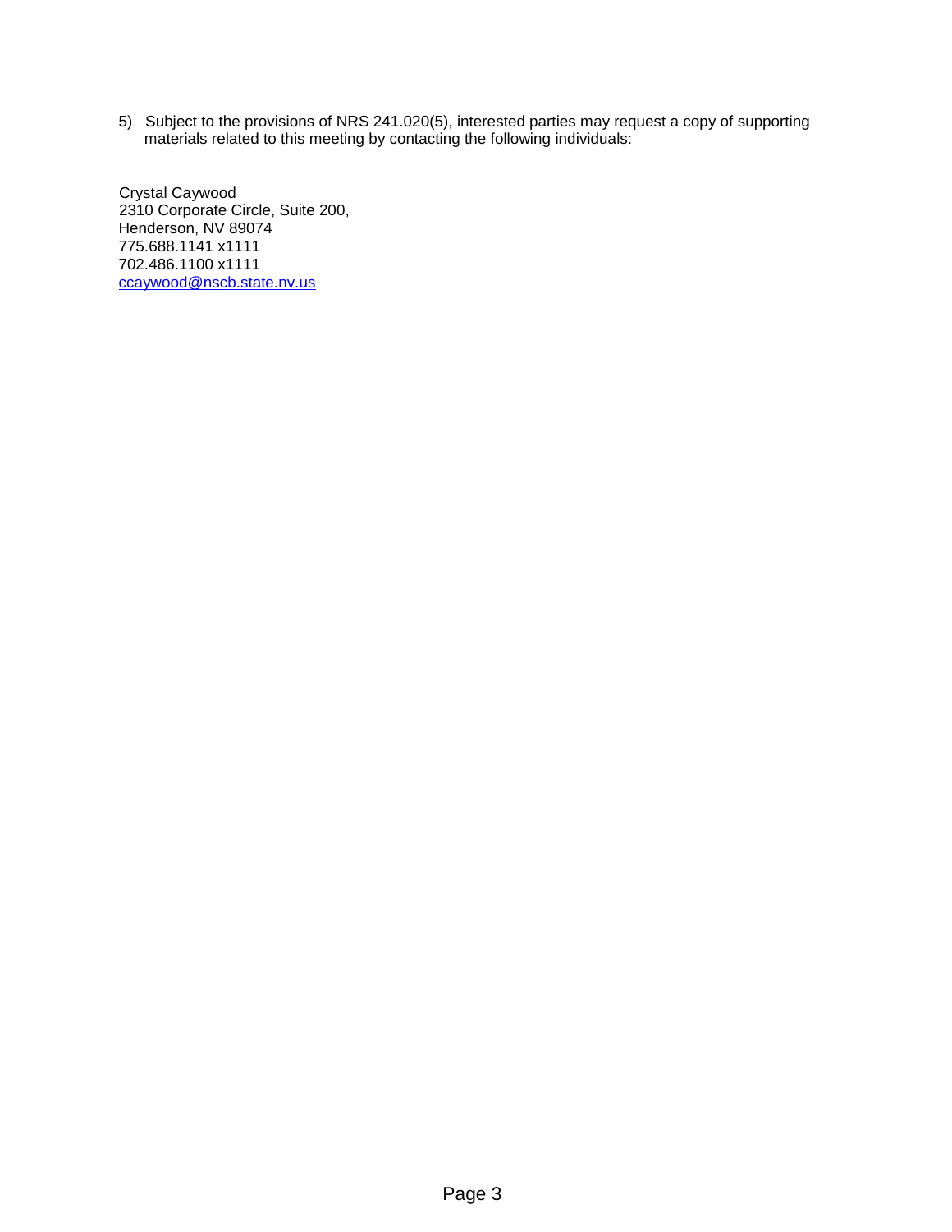5) Subject to the provisions of NRS 241.020(5), interested parties may request a copy of supporting materials related to this meeting by contacting the following individuals:

Crystal Caywood
2310 Corporate Circle, Suite 200,
Henderson, NV 89074
775.688.1141 x1111
702.486.1100 x1111
ccaywood@nscb.state.nv.us